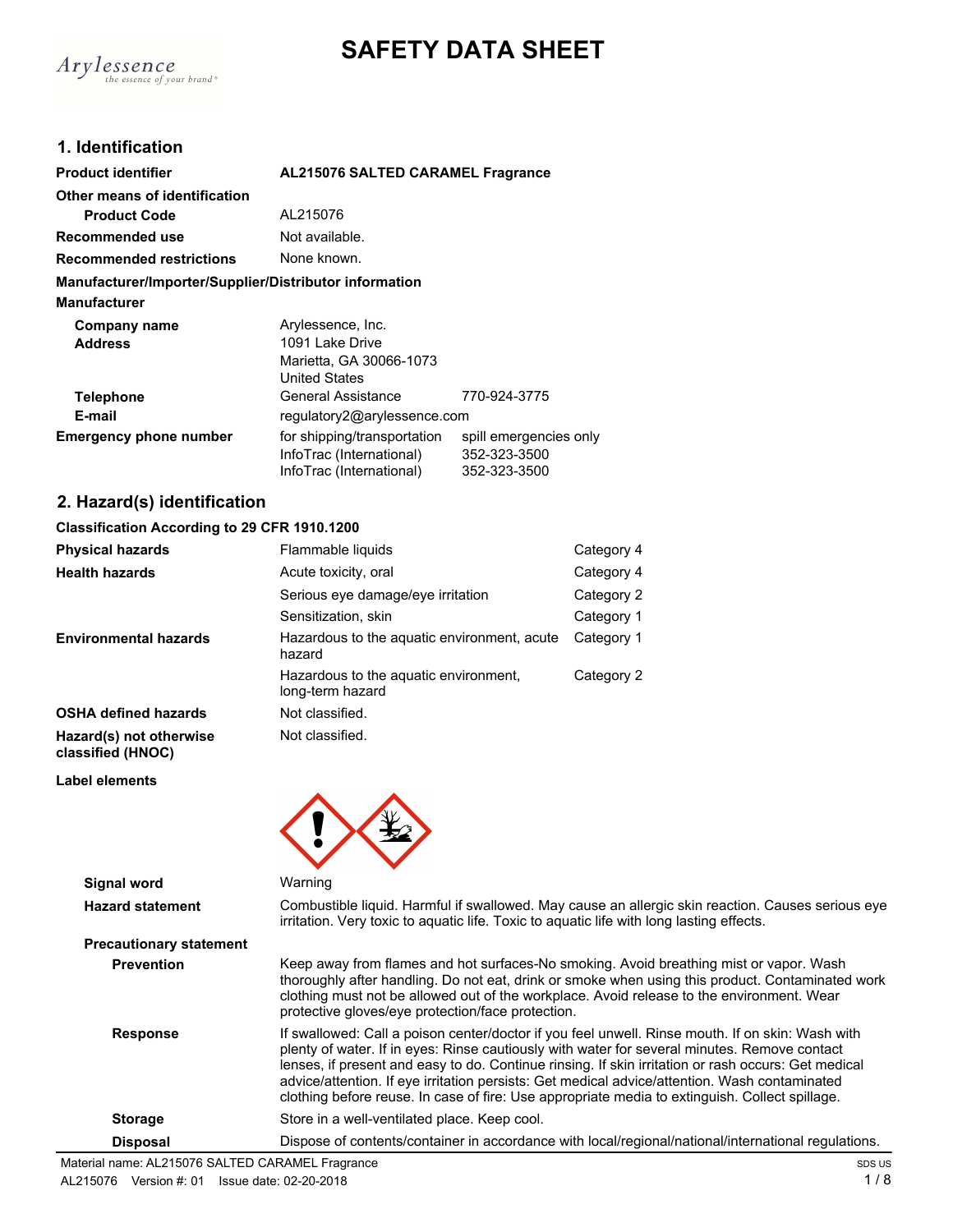# SAFETY DATA SHEET

## 1. Identification

| | | |
|---|---|---|
| **Product identifier** | **AL215076 SALTED CARAMEL Fragrance** | |
| **Other means of identification** | | |
| **Product Code** | AL215076 | |
| **Recommended use** | Not available. | |
| **Recommended restrictions** | None known. | |

**Manufacturer/Importer/Supplier/Distributor information**

**Manufacturer**

| | | |
|---|---|---|
| **Company name** | Arylessence, Inc. | |
| **Address** | 1091 Lake Drive<br>Marietta, GA 30066-1073<br>United States | |
| **Telephone** | General Assistance | 770-924-3775 |
| **E-mail** | regulatory2@arylessence.com | |
| **Emergency phone number** | for shipping/transportation | spill emergencies only |
| | InfoTrac (International) | 352-323-3500 |
| | InfoTrac (International) | 352-323-3500 |

## 2. Hazard(s) identification

**Classification According to 29 CFR 1910.1200**

| | | |
|---|---|---|
| **Physical hazards** | Flammable liquids | Category 4 |
| **Health hazards** | Acute toxicity, oral | Category 4 |
| | Serious eye damage/eye irritation | Category 2 |
| | Sensitization, skin | Category 1 |
| **Environmental hazards** | Hazardous to the aquatic environment, acute hazard | Category 1 |
| | Hazardous to the aquatic environment, long-term hazard | Category 2 |
| **OSHA defined hazards** | Not classified. | |
| **Hazard(s) not otherwise classified (HNOC)** | Not classified. | |

**Label elements**

**Signal word** Warning

**Hazard statement** Combustible liquid. Harmful if swallowed. May cause an allergic skin reaction. Causes serious eye irritation. Very toxic to aquatic life. Toxic to aquatic life with long lasting effects.

**Precautionary statement**

**Prevention** Keep away from flames and hot surfaces-No smoking. Avoid breathing mist or vapor. Wash thoroughly after handling. Do not eat, drink or smoke when using this product. Contaminated work clothing must not be allowed out of the workplace. Avoid release to the environment. Wear protective gloves/eye protection/face protection.

**Response** If swallowed: Call a poison center/doctor if you feel unwell. Rinse mouth. If on skin: Wash with plenty of water. If in eyes: Rinse cautiously with water for several minutes. Remove contact lenses, if present and easy to do. Continue rinsing. If skin irritation or rash occurs: Get medical advice/attention. If eye irritation persists: Get medical advice/attention. Wash contaminated clothing before reuse. In case of fire: Use appropriate media to extinguish. Collect spillage.

**Storage** Store in a well-ventilated place. Keep cool.

**Disposal** Dispose of contents/container in accordance with local/regional/national/international regulations.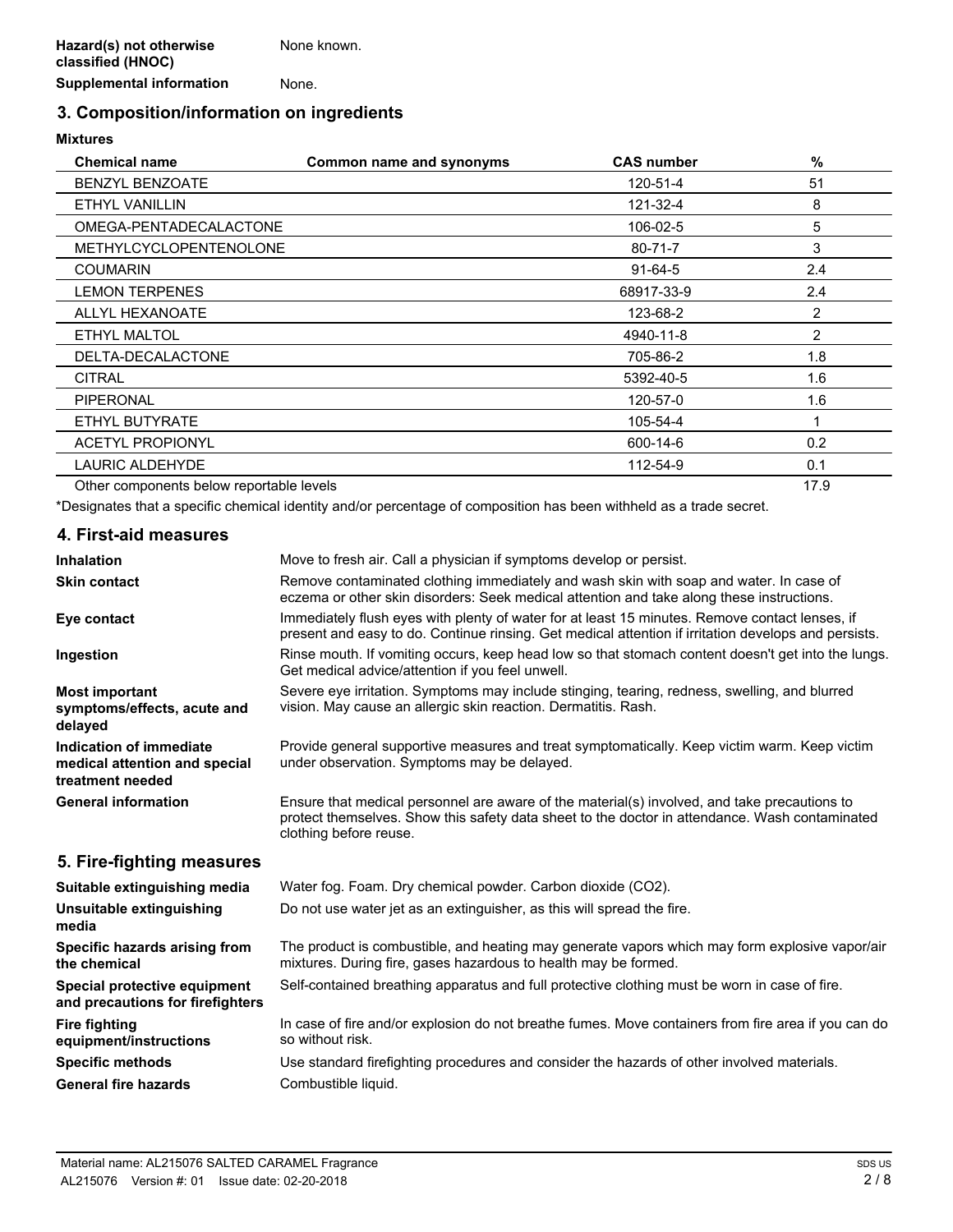| | |
|---|---|
| **Hazard(s) not otherwise classified (HNOC)** | None known. |
| **Supplemental information** | None. |

## 3. Composition/information on ingredients

**Mixtures**

| Chemical name | Common name and synonyms | CAS number | % |
|---|---|---|---|
| BENZYL BENZOATE | | 120-51-4 | 51 |
| ETHYL VANILLIN | | 121-32-4 | 8 |
| OMEGA-PENTADECALACTONE | | 106-02-5 | 5 |
| METHYLCYCLOPENTENOLONE | | 80-71-7 | 3 |
| COUMARIN | | 91-64-5 | 2.4 |
| LEMON TERPENES | | 68917-33-9 | 2.4 |
| ALLYL HEXANOATE | | 123-68-2 | 2 |
| ETHYL MALTOL | | 4940-11-8 | 2 |
| DELTA-DECALACTONE | | 705-86-2 | 1.8 |
| CITRAL | | 5392-40-5 | 1.6 |
| PIPERONAL | | 120-57-0 | 1.6 |
| ETHYL BUTYRATE | | 105-54-4 | 1 |
| ACETYL PROPIONYL | | 600-14-6 | 0.2 |
| LAURIC ALDEHYDE | | 112-54-9 | 0.1 |
| Other components below reportable levels | | | 17.9 |

*Designates that a specific chemical identity and/or percentage of composition has been withheld as a trade secret.

## 4. First-aid measures

| | |
|---|---|
| **Inhalation** | Move to fresh air. Call a physician if symptoms develop or persist. |
| **Skin contact** | Remove contaminated clothing immediately and wash skin with soap and water. In case of eczema or other skin disorders: Seek medical attention and take along these instructions. |
| **Eye contact** | Immediately flush eyes with plenty of water for at least 15 minutes. Remove contact lenses, if present and easy to do. Continue rinsing. Get medical attention if irritation develops and persists. |
| **Ingestion** | Rinse mouth. If vomiting occurs, keep head low so that stomach content doesn't get into the lungs. Get medical advice/attention if you feel unwell. |
| **Most important symptoms/effects, acute and delayed** | Severe eye irritation. Symptoms may include stinging, tearing, redness, swelling, and blurred vision. May cause an allergic skin reaction. Dermatitis. Rash. |
| **Indication of immediate medical attention and special treatment needed** | Provide general supportive measures and treat symptomatically. Keep victim warm. Keep victim under observation. Symptoms may be delayed. |
| **General information** | Ensure that medical personnel are aware of the material(s) involved, and take precautions to protect themselves. Show this safety data sheet to the doctor in attendance. Wash contaminated clothing before reuse. |

## 5. Fire-fighting measures

| | |
|---|---|
| **Suitable extinguishing media** | Water fog. Foam. Dry chemical powder. Carbon dioxide ($CO_2$). |
| **Unsuitable extinguishing media** | Do not use water jet as an extinguisher, as this will spread the fire. |
| **Specific hazards arising from the chemical** | The product is combustible, and heating may generate vapors which may form explosive vapor/air mixtures. During fire, gases hazardous to health may be formed. |
| **Special protective equipment and precautions for firefighters** | Self-contained breathing apparatus and full protective clothing must be worn in case of fire. |
| **Fire fighting equipment/instructions** | In case of fire and/or explosion do not breathe fumes. Move containers from fire area if you can do so without risk. |
| **Specific methods** | Use standard firefighting procedures and consider the hazards of other involved materials. |
| **General fire hazards** | Combustible liquid. |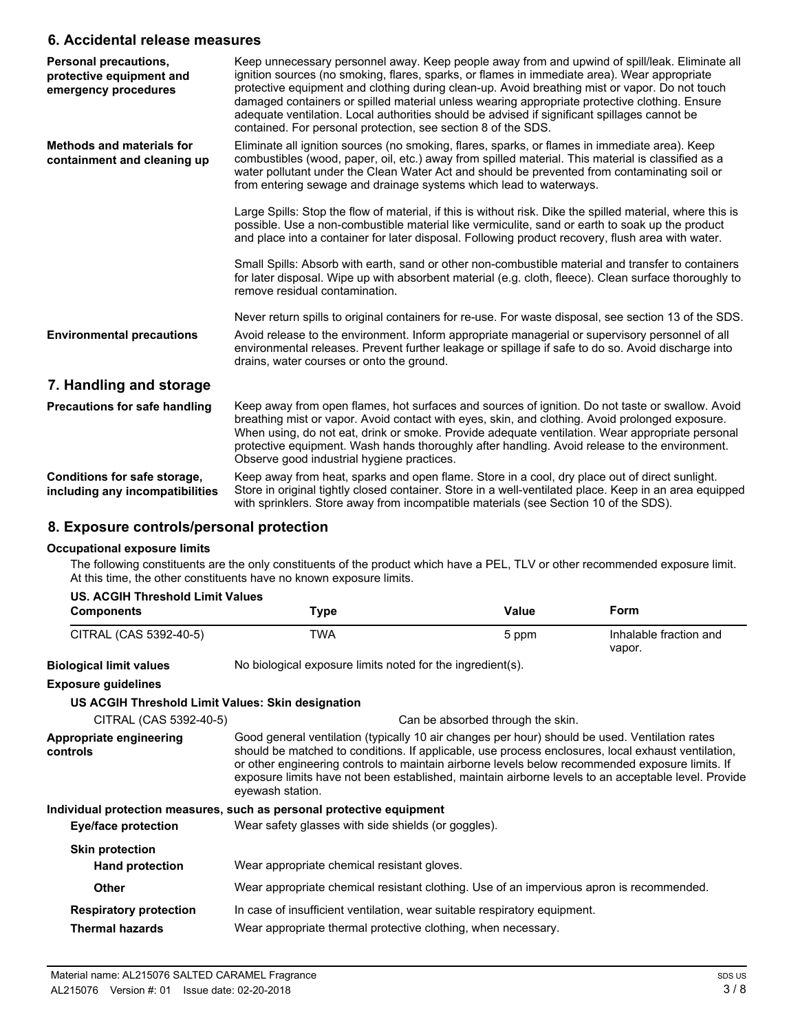## 6. Accidental release measures

**Personal precautions, protective equipment and emergency procedures**

Keep unnecessary personnel away. Keep people away from and upwind of spill/leak. Eliminate all ignition sources (no smoking, flares, sparks, or flames in immediate area). Wear appropriate protective equipment and clothing during clean-up. Avoid breathing mist or vapor. Do not touch damaged containers or spilled material unless wearing appropriate protective clothing. Ensure adequate ventilation. Local authorities should be advised if significant spillages cannot be contained. For personal protection, see section 8 of the SDS.

**Methods and materials for containment and cleaning up**

Eliminate all ignition sources (no smoking, flares, sparks, or flames in immediate area). Keep combustibles (wood, paper, oil, etc.) away from spilled material. This material is classified as a water pollutant under the Clean Water Act and should be prevented from contaminating soil or from entering sewage and drainage systems which lead to waterways.

Large Spills: Stop the flow of material, if this is without risk. Dike the spilled material, where this is possible. Use a non-combustible material like vermiculite, sand or earth to soak up the product and place into a container for later disposal. Following product recovery, flush area with water.

Small Spills: Absorb with earth, sand or other non-combustible material and transfer to containers for later disposal. Wipe up with absorbent material (e.g. cloth, fleece). Clean surface thoroughly to remove residual contamination.

Never return spills to original containers for re-use. For waste disposal, see section 13 of the SDS.

**Environmental precautions**

Avoid release to the environment. Inform appropriate managerial or supervisory personnel of all environmental releases. Prevent further leakage or spillage if safe to do so. Avoid discharge into drains, water courses or onto the ground.

## 7. Handling and storage

**Precautions for safe handling**

Keep away from open flames, hot surfaces and sources of ignition. Do not taste or swallow. Avoid breathing mist or vapor. Avoid contact with eyes, skin, and clothing. Avoid prolonged exposure. When using, do not eat, drink or smoke. Provide adequate ventilation. Wear appropriate personal protective equipment. Wash hands thoroughly after handling. Avoid release to the environment. Observe good industrial hygiene practices.

**Conditions for safe storage, including any incompatibilities**

Keep away from heat, sparks and open flame. Store in a cool, dry place out of direct sunlight. Store in original tightly closed container. Store in a well-ventilated place. Keep in an area equipped with sprinklers. Store away from incompatible materials (see Section 10 of the SDS).

## 8. Exposure controls/personal protection

### Occupational exposure limits

The following constituents are the only constituents of the product which have a PEL, TLV or other recommended exposure limit. At this time, the other constituents have no known exposure limits.

**US. ACGIH Threshold Limit Values**

| Components | Type | Value | Form |
|---|---|---|---|
| CITRAL (CAS 5392-40-5) | TWA | 5 ppm | Inhalable fraction and vapor. |

**Biological limit values**

No biological exposure limits noted for the ingredient(s).

**Exposure guidelines**

**US ACGIH Threshold Limit Values: Skin designation**

CITRAL (CAS 5392-40-5) — Can be absorbed through the skin.

**Appropriate engineering controls**

Good general ventilation (typically 10 air changes per hour) should be used. Ventilation rates should be matched to conditions. If applicable, use process enclosures, local exhaust ventilation, or other engineering controls to maintain airborne levels below recommended exposure limits. If exposure limits have not been established, maintain airborne levels to an acceptable level. Provide eyewash station.

### Individual protection measures, such as personal protective equipment

**Eye/face protection**

Wear safety glasses with side shields (or goggles).

**Skin protection**

**Hand protection**

Wear appropriate chemical resistant gloves.

**Other**

Wear appropriate chemical resistant clothing. Use of an impervious apron is recommended.

**Respiratory protection**

In case of insufficient ventilation, wear suitable respiratory equipment.

**Thermal hazards**

Wear appropriate thermal protective clothing, when necessary.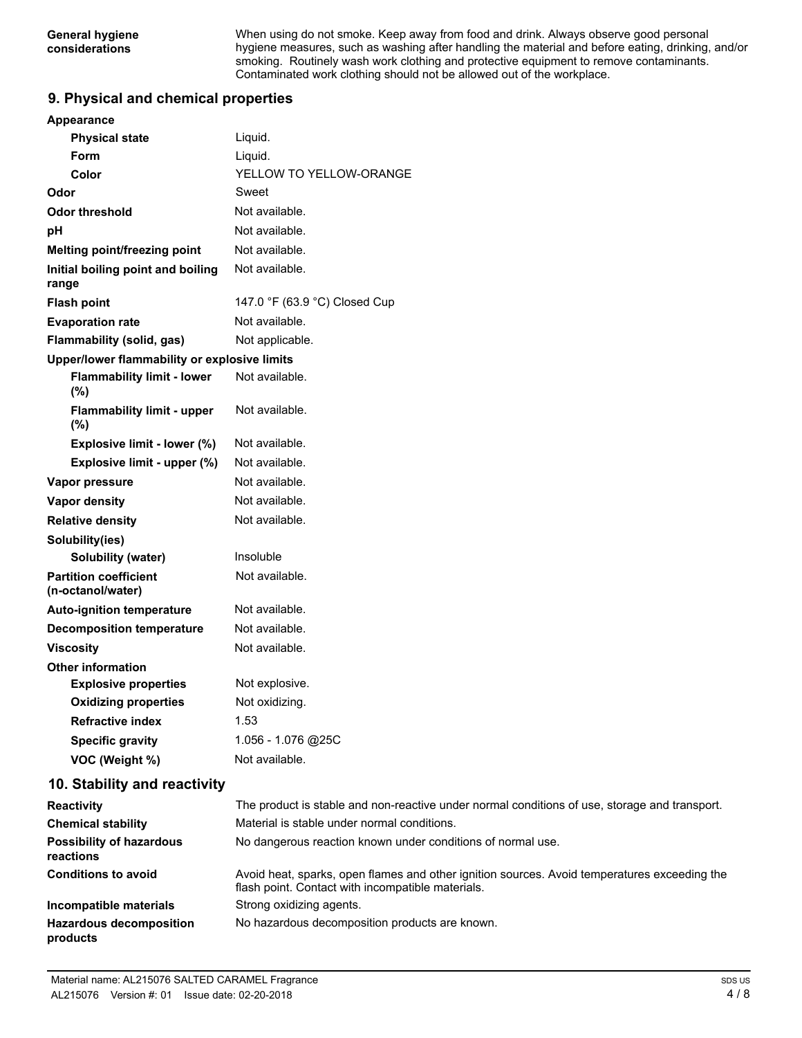| | |
|---|---|
| **General hygiene considerations** | When using do not smoke. Keep away from food and drink. Always observe good personal hygiene measures, such as washing after handling the material and before eating, drinking, and/or smoking. Routinely wash work clothing and protective equipment to remove contaminants. Contaminated work clothing should not be allowed out of the workplace. |

## 9. Physical and chemical properties

| | |
|---|---|
| **Appearance** | |
| **Physical state** | Liquid. |
| **Form** | Liquid. |
| **Color** | YELLOW TO YELLOW-ORANGE |
| **Odor** | Sweet |
| **Odor threshold** | Not available. |
| **pH** | Not available. |
| **Melting point/freezing point** | Not available. |
| **Initial boiling point and boiling range** | Not available. |
| **Flash point** | 147.0 °F (63.9 °C) Closed Cup |
| **Evaporation rate** | Not available. |
| **Flammability (solid, gas)** | Not applicable. |
| **Upper/lower flammability or explosive limits** | |
| **Flammability limit - lower (%)** | Not available. |
| **Flammability limit - upper (%)** | Not available. |
| **Explosive limit - lower (%)** | Not available. |
| **Explosive limit - upper (%)** | Not available. |
| **Vapor pressure** | Not available. |
| **Vapor density** | Not available. |
| **Relative density** | Not available. |
| **Solubility(ies)** | |
| **Solubility (water)** | Insoluble |
| **Partition coefficient (n-octanol/water)** | Not available. |
| **Auto-ignition temperature** | Not available. |
| **Decomposition temperature** | Not available. |
| **Viscosity** | Not available. |
| **Other information** | |
| **Explosive properties** | Not explosive. |
| **Oxidizing properties** | Not oxidizing. |
| **Refractive index** | 1.53 |
| **Specific gravity** | 1.056 - 1.076 @25C |
| **VOC (Weight %)** | Not available. |

## 10. Stability and reactivity

| | |
|---|---|
| **Reactivity** | The product is stable and non-reactive under normal conditions of use, storage and transport. |
| **Chemical stability** | Material is stable under normal conditions. |
| **Possibility of hazardous reactions** | No dangerous reaction known under conditions of normal use. |
| **Conditions to avoid** | Avoid heat, sparks, open flames and other ignition sources. Avoid temperatures exceeding the flash point. Contact with incompatible materials. |
| **Incompatible materials** | Strong oxidizing agents. |
| **Hazardous decomposition products** | No hazardous decomposition products are known. |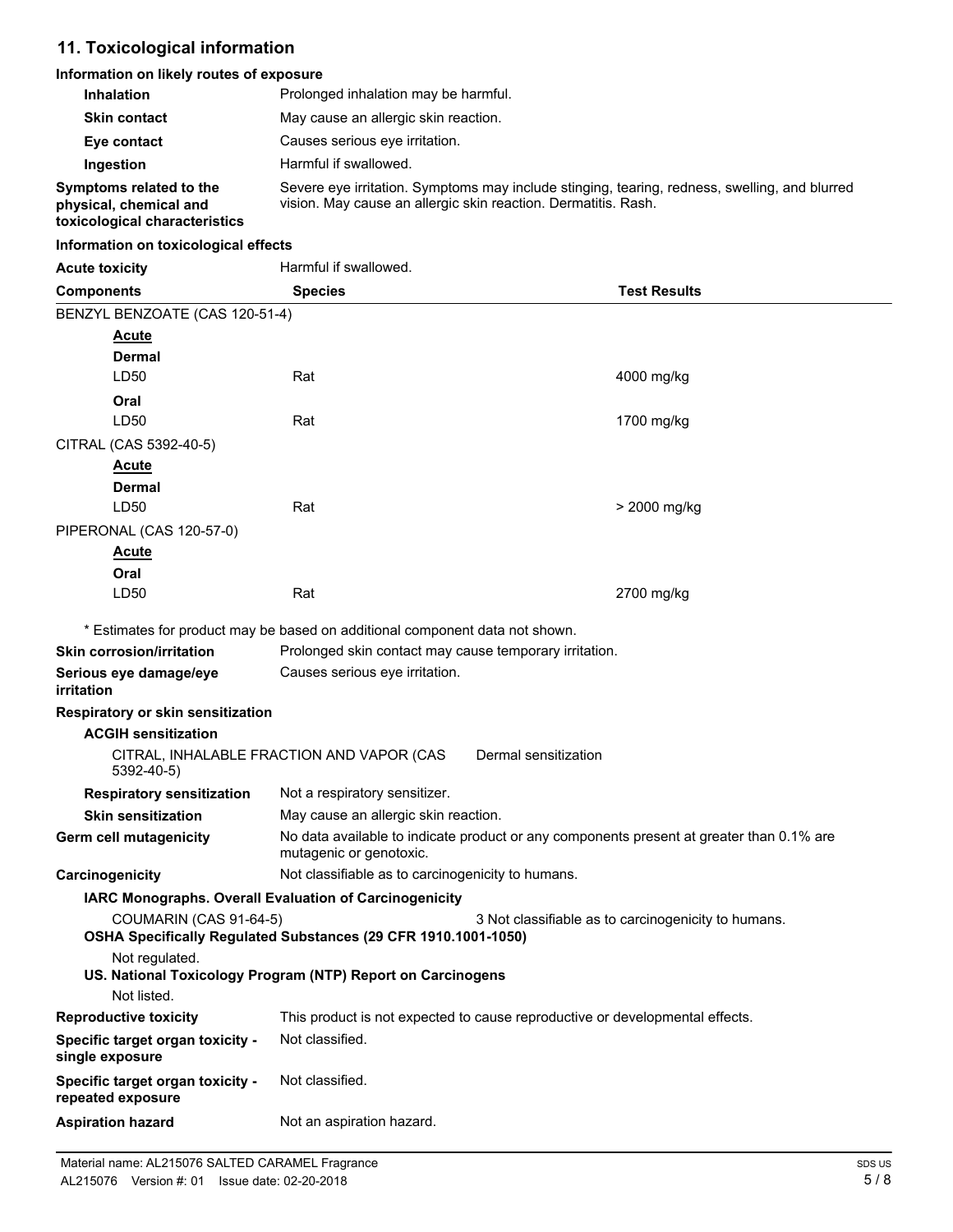## 11. Toxicological information

### Information on likely routes of exposure

**Inhalation** Prolonged inhalation may be harmful.

**Skin contact** May cause an allergic skin reaction.

**Eye contact** Causes serious eye irritation.

**Ingestion** Harmful if swallowed.

**Symptoms related to the physical, chemical and toxicological characteristics** Severe eye irritation. Symptoms may include stinging, tearing, redness, swelling, and blurred vision. May cause an allergic skin reaction. Dermatitis. Rash.

### Information on toxicological effects

**Acute toxicity** Harmful if swallowed.

| Components | Species | Test Results |
|---|---|---|
| BENZYL BENZOATE (CAS 120-51-4) | | |
| **Acute** | | |
| **Dermal** | | |
| LD50 | Rat | 4000 mg/kg |
| **Oral** | | |
| LD50 | Rat | 1700 mg/kg |
| CITRAL (CAS 5392-40-5) | | |
| **Acute** | | |
| **Dermal** | | |
| LD50 | Rat | > 2000 mg/kg |
| PIPERONAL (CAS 120-57-0) | | |
| **Acute** | | |
| **Oral** | | |
| LD50 | Rat | 2700 mg/kg |

* Estimates for product may be based on additional component data not shown.

**Skin corrosion/irritation** Prolonged skin contact may cause temporary irritation.

**Serious eye damage/eye irritation** Causes serious eye irritation.

**Respiratory or skin sensitization**

**ACGIH sensitization**

CITRAL, INHALABLE FRACTION AND VAPOR (CAS 5392-40-5) Dermal sensitization

**Respiratory sensitization** Not a respiratory sensitizer.

**Skin sensitization** May cause an allergic skin reaction.

**Germ cell mutagenicity** No data available to indicate product or any components present at greater than 0.1% are mutagenic or genotoxic.

**Carcinogenicity** Not classifiable as to carcinogenicity to humans.

**IARC Monographs. Overall Evaluation of Carcinogenicity**

COUMARIN (CAS 91-64-5) 3 Not classifiable as to carcinogenicity to humans.

**OSHA Specifically Regulated Substances (29 CFR 1910.1001-1050)**

Not regulated.

**US. National Toxicology Program (NTP) Report on Carcinogens**

Not listed.

**Reproductive toxicity** This product is not expected to cause reproductive or developmental effects.

**Specific target organ toxicity - single exposure** Not classified.

**Specific target organ toxicity - repeated exposure** Not classified.

**Aspiration hazard** Not an aspiration hazard.

Material name: AL215076 SALTED CARAMEL Fragrance

AL215076 Version #: 01 Issue date: 02-20-2018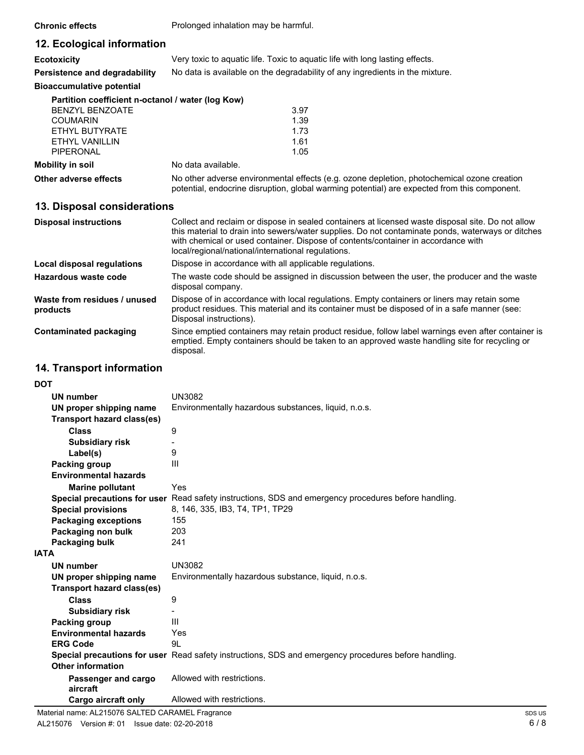**Chronic effects** Prolonged inhalation may be harmful.

## 12. Ecological information

| | |
|---|---|
| **Ecotoxicity** | Very toxic to aquatic life. Toxic to aquatic life with long lasting effects. |
| **Persistence and degradability** | No data is available on the degradability of any ingredients in the mixture. |

**Bioaccumulative potential**

| Partition coefficient n-octanol / water (log Kow) | |
|---|---|
| BENZYL BENZOATE | 3.97 |
| COUMARIN | 1.39 |
| ETHYL BUTYRATE | 1.73 |
| ETHYL VANILLIN | 1.61 |
| PIPERONAL | 1.05 |

| | |
|---|---|
| **Mobility in soil** | No data available. |
| **Other adverse effects** | No other adverse environmental effects (e.g. ozone depletion, photochemical ozone creation potential, endocrine disruption, global warming potential) are expected from this component. |

## 13. Disposal considerations

| | |
|---|---|
| **Disposal instructions** | Collect and reclaim or dispose in sealed containers at licensed waste disposal site. Do not allow this material to drain into sewers/water supplies. Do not contaminate ponds, waterways or ditches with chemical or used container. Dispose of contents/container in accordance with local/regional/national/international regulations. |
| **Local disposal regulations** | Dispose in accordance with all applicable regulations. |
| **Hazardous waste code** | The waste code should be assigned in discussion between the user, the producer and the waste disposal company. |
| **Waste from residues / unused products** | Dispose of in accordance with local regulations. Empty containers or liners may retain some product residues. This material and its container must be disposed of in a safe manner (see: Disposal instructions). |
| **Contaminated packaging** | Since emptied containers may retain product residue, follow label warnings even after container is emptied. Empty containers should be taken to an approved waste handling site for recycling or disposal. |

## 14. Transport information

**DOT**

| | |
|---|---|
| **UN number** | UN3082 |
| **UN proper shipping name** | Environmentally hazardous substances, liquid, n.o.s. |
| **Transport hazard class(es)** | |
| **Class** | 9 |
| **Subsidiary risk** | - |
| **Label(s)** | 9 |
| **Packing group** | III |
| **Environmental hazards** | |
| **Marine pollutant** | Yes |
| **Special precautions for user** | Read safety instructions, SDS and emergency procedures before handling. |
| **Special provisions** | 8, 146, 335, IB3, T4, TP1, TP29 |
| **Packaging exceptions** | 155 |
| **Packaging non bulk** | 203 |
| **Packaging bulk** | 241 |

**IATA**

| | |
|---|---|
| **UN number** | UN3082 |
| **UN proper shipping name** | Environmentally hazardous substance, liquid, n.o.s. |
| **Transport hazard class(es)** | |
| **Class** | 9 |
| **Subsidiary risk** | - |
| **Packing group** | III |
| **Environmental hazards** | Yes |
| **ERG Code** | 9L |
| **Special precautions for user** | Read safety instructions, SDS and emergency procedures before handling. |
| **Other information** | |
| **Passenger and cargo aircraft** | Allowed with restrictions. |
| **Cargo aircraft only** | Allowed with restrictions. |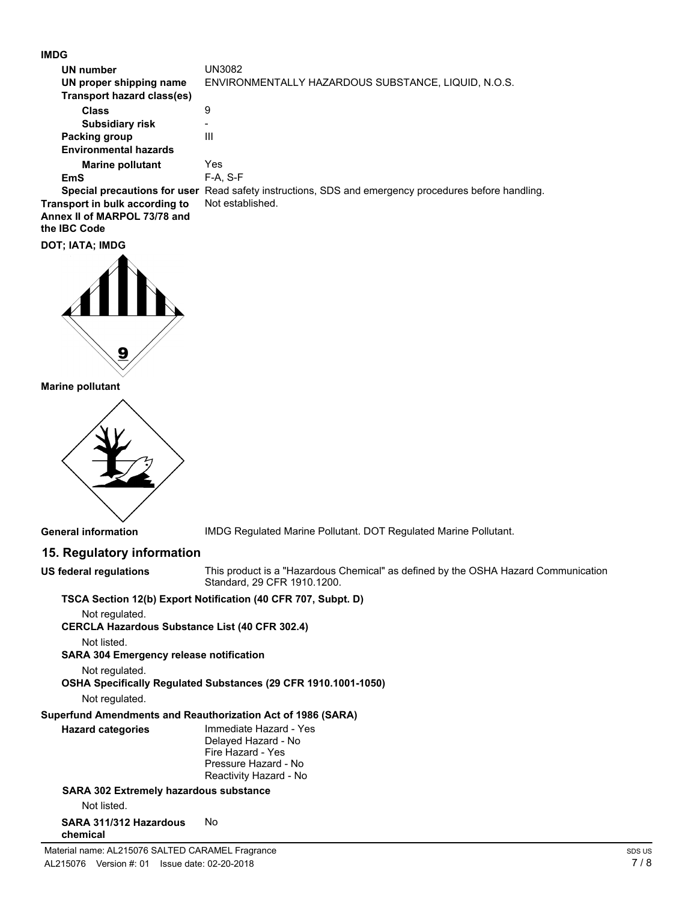**IMDG**

| | |
|---|---|
| **UN number** | UN3082 |
| **UN proper shipping name** | ENVIRONMENTALLY HAZARDOUS SUBSTANCE, LIQUID, N.O.S. |
| **Transport hazard class(es)** | |
| **Class** | 9 |
| **Subsidiary risk** | - |
| **Packing group** | III |
| **Environmental hazards** | |
| **Marine pollutant** | Yes |
| **EmS** | F-A, S-F |
| **Special precautions for user** | Read safety instructions, SDS and emergency procedures before handling. |
| **Transport in bulk according to Annex II of MARPOL 73/78 and the IBC Code** | Not established. |

**DOT; IATA; IMDG**

**Marine pollutant**

**General information** IMDG Regulated Marine Pollutant. DOT Regulated Marine Pollutant.

## 15. Regulatory information

**US federal regulations** This product is a "Hazardous Chemical" as defined by the OSHA Hazard Communication Standard, 29 CFR 1910.1200.

**TSCA Section 12(b) Export Notification (40 CFR 707, Subpt. D)**

Not regulated.

**CERCLA Hazardous Substance List (40 CFR 302.4)**

Not listed.

**SARA 304 Emergency release notification**

Not regulated.

**OSHA Specifically Regulated Substances (29 CFR 1910.1001-1050)**

Not regulated.

**Superfund Amendments and Reauthorization Act of 1986 (SARA)**

**Hazard categories**

Immediate Hazard - Yes
Delayed Hazard - No
Fire Hazard - Yes
Pressure Hazard - No
Reactivity Hazard - No

**SARA 302 Extremely hazardous substance**

Not listed.

**SARA 311/312 Hazardous chemical** No

Material name: AL215076 SALTED CARAMEL Fragrance
AL215076 Version #: 01 Issue date: 02-20-2018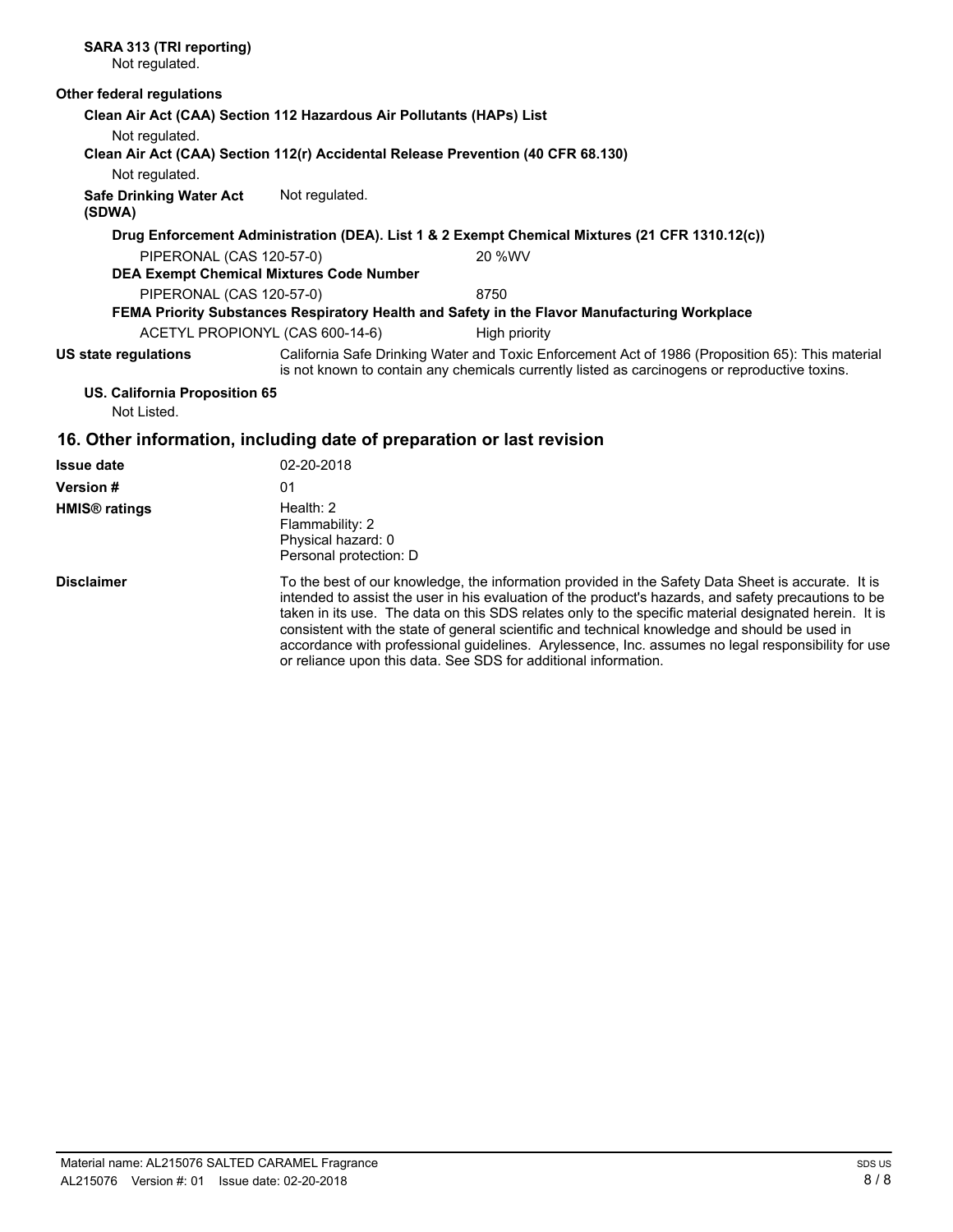**SARA 313 (TRI reporting)**

Not regulated.

**Other federal regulations**

**Clean Air Act (CAA) Section 112 Hazardous Air Pollutants (HAPs) List**

Not regulated.

**Clean Air Act (CAA) Section 112(r) Accidental Release Prevention (40 CFR 68.130)**

Not regulated.

**Safe Drinking Water Act (SDWA)** Not regulated.

**Drug Enforcement Administration (DEA). List 1 & 2 Exempt Chemical Mixtures (21 CFR 1310.12(c))**

| | |
|---|---|
| PIPERONAL (CAS 120-57-0) | 20 %WV |

**DEA Exempt Chemical Mixtures Code Number**

| | |
|---|---|
| PIPERONAL (CAS 120-57-0) | 8750 |

**FEMA Priority Substances Respiratory Health and Safety in the Flavor Manufacturing Workplace**

| | |
|---|---|
| ACETYL PROPIONYL (CAS 600-14-6) | High priority |

**US state regulations** California Safe Drinking Water and Toxic Enforcement Act of 1986 (Proposition 65): This material is not known to contain any chemicals currently listed as carcinogens or reproductive toxins.

**US. California Proposition 65**

Not Listed.

## 16. Other information, including date of preparation or last revision

**Issue date** 02-20-2018

**Version #** 01

**HMIS® ratings**
Health: 2
Flammability: 2
Physical hazard: 0
Personal protection: D

**Disclaimer** To the best of our knowledge, the information provided in the Safety Data Sheet is accurate. It is intended to assist the user in his evaluation of the product's hazards, and safety precautions to be taken in its use. The data on this SDS relates only to the specific material designated herein. It is consistent with the state of general scientific and technical knowledge and should be used in accordance with professional guidelines. Arylessence, Inc. assumes no legal responsibility for use or reliance upon this data. See SDS for additional information.